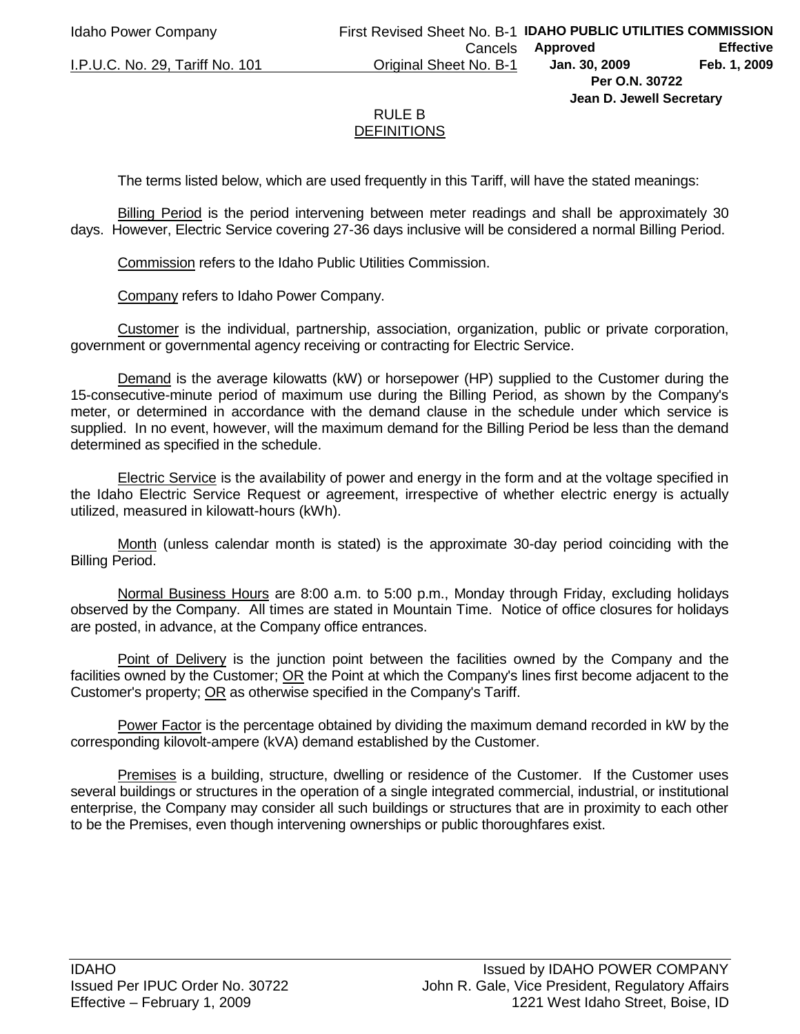# RULE B
## DEFINITIONS

The terms listed below, which are used frequently in this Tariff, will have the stated meanings:

Billing Period is the period intervening between meter readings and shall be approximately 30 days. However, Electric Service covering 27-36 days inclusive will be considered a normal Billing Period.

Commission refers to the Idaho Public Utilities Commission.

Company refers to Idaho Power Company.

Customer is the individual, partnership, association, organization, public or private corporation, government or governmental agency receiving or contracting for Electric Service.

Demand is the average kilowatts (kW) or horsepower (HP) supplied to the Customer during the 15-consecutive-minute period of maximum use during the Billing Period, as shown by the Company's meter, or determined in accordance with the demand clause in the schedule under which service is supplied. In no event, however, will the maximum demand for the Billing Period be less than the demand determined as specified in the schedule.

Electric Service is the availability of power and energy in the form and at the voltage specified in the Idaho Electric Service Request or agreement, irrespective of whether electric energy is actually utilized, measured in kilowatt-hours (kWh).

Month (unless calendar month is stated) is the approximate 30-day period coinciding with the Billing Period.

Normal Business Hours are 8:00 a.m. to 5:00 p.m., Monday through Friday, excluding holidays observed by the Company. All times are stated in Mountain Time. Notice of office closures for holidays are posted, in advance, at the Company office entrances.

Point of Delivery is the junction point between the facilities owned by the Company and the facilities owned by the Customer; OR the Point at which the Company's lines first become adjacent to the Customer's property; OR as otherwise specified in the Company's Tariff.

Power Factor is the percentage obtained by dividing the maximum demand recorded in kW by the corresponding kilovolt-ampere (kVA) demand established by the Customer.

Premises is a building, structure, dwelling or residence of the Customer. If the Customer uses several buildings or structures in the operation of a single integrated commercial, industrial, or institutional enterprise, the Company may consider all such buildings or structures that are in proximity to each other to be the Premises, even though intervening ownerships or public thoroughfares exist.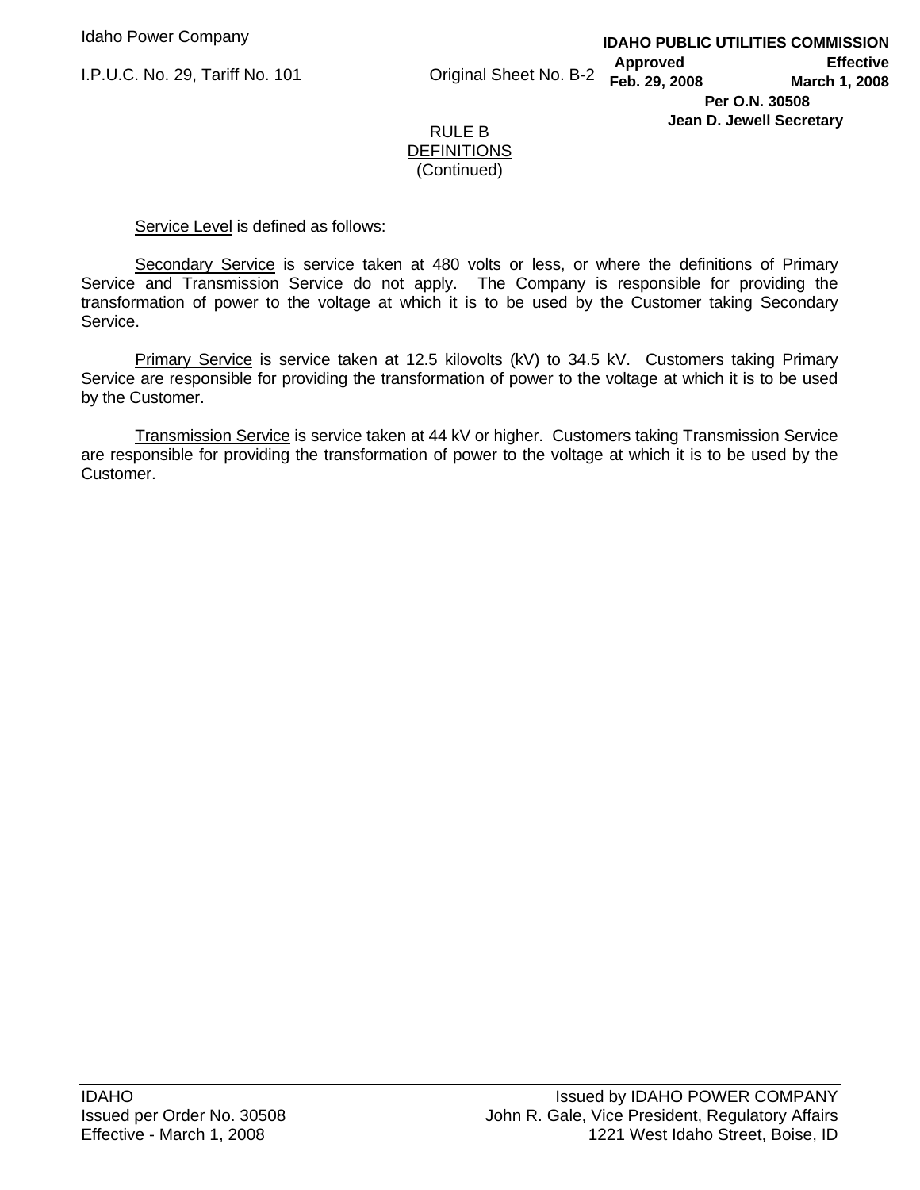RULE B
DEFINITIONS
(Continued)

Service Level is defined as follows:

Secondary Service is service taken at 480 volts or less, or where the definitions of Primary Service and Transmission Service do not apply. The Company is responsible for providing the transformation of power to the voltage at which it is to be used by the Customer taking Secondary Service.

Primary Service is service taken at 12.5 kilovolts (kV) to 34.5 kV. Customers taking Primary Service are responsible for providing the transformation of power to the voltage at which it is to be used by the Customer.

Transmission Service is service taken at 44 kV or higher. Customers taking Transmission Service are responsible for providing the transformation of power to the voltage at which it is to be used by the Customer.